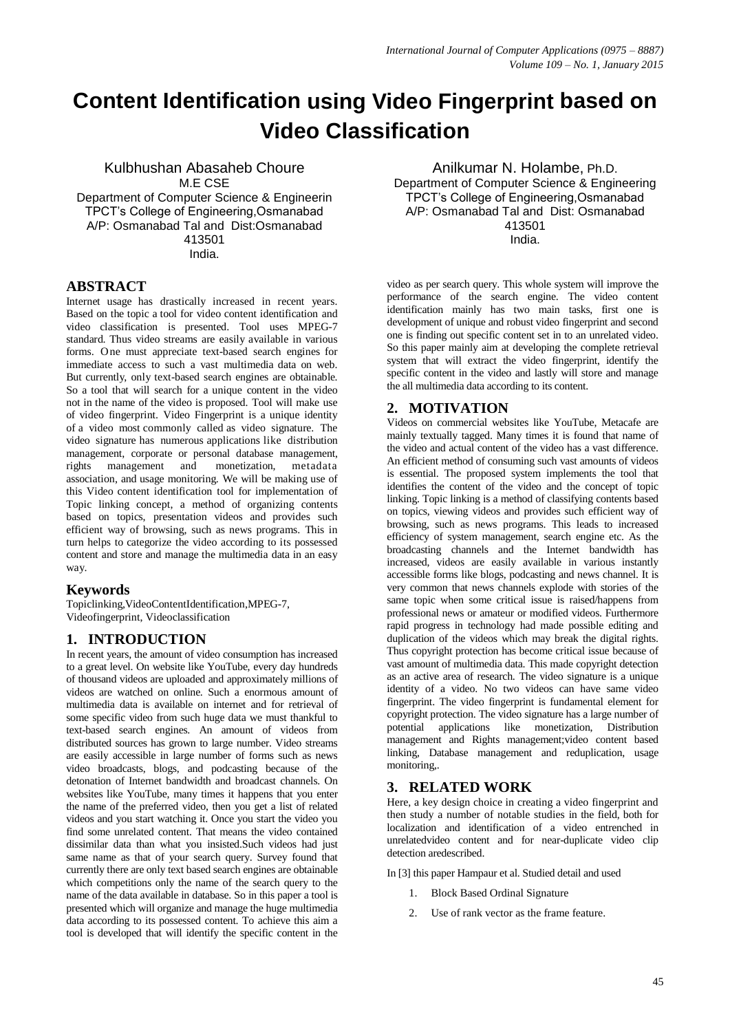# Content Identification using Video Fingerprint based on Video Classification

Kulbhushan Abasaheb Choure
M.E CSE
Department of Computer Science & Engineerin
TPCT's College of Engineering,Osmanabad
A/P: Osmanabad Tal and Dist:Osmanabad
413501
India.

Anilkumar N. Holambe, Ph.D.
Department of Computer Science & Engineering
TPCT's College of Engineering,Osmanabad
A/P: Osmanabad Tal and Dist: Osmanabad
413501
India.

## ABSTRACT

Internet usage has drastically increased in recent years. Based on the topic a tool for video content identification and video classification is presented. Tool uses MPEG-7 standard. Thus video streams are easily available in various forms. One must appreciate text-based search engines for immediate access to such a vast multimedia data on web. But currently, only text-based search engines are obtainable. So a tool that will search for a unique content in the video not in the name of the video is proposed. Tool will make use of video fingerprint. Video Fingerprint is a unique identity of a video most commonly called as video signature. The video signature has numerous applications like distribution management, corporate or personal database management, rights management and monetization, metadata association, and usage monitoring. We will be making use of this Video content identification tool for implementation of Topic linking concept, a method of organizing contents based on topics, presentation videos and provides such efficient way of browsing, such as news programs. This in turn helps to categorize the video according to its possessed content and store and manage the multimedia data in an easy way.

## Keywords

Topiclinking,VideoContentIdentification,MPEG-7, Videofingerprint, Videoclassification

## 1. INTRODUCTION

In recent years, the amount of video consumption has increased to a great level. On website like YouTube, every day hundreds of thousand videos are uploaded and approximately millions of videos are watched on online. Such a enormous amount of multimedia data is available on internet and for retrieval of some specific video from such huge data we must thankful to text-based search engines. An amount of videos from distributed sources has grown to large number. Video streams are easily accessible in large number of forms such as news video broadcasts, blogs, and podcasting because of the detonation of Internet bandwidth and broadcast channels. On websites like YouTube, many times it happens that you enter the name of the preferred video, then you get a list of related videos and you start watching it. Once you start the video you find some unrelated content. That means the video contained dissimilar data than what you insisted.Such videos had just same name as that of your search query. Survey found that currently there are only text based search engines are obtainable which competitions only the name of the search query to the name of the data available in database. So in this paper a tool is presented which will organize and manage the huge multimedia data according to its possessed content. To achieve this aim a tool is developed that will identify the specific content in the video as per search query. This whole system will improve the performance of the search engine. The video content identification mainly has two main tasks, first one is development of unique and robust video fingerprint and second one is finding out specific content set in to an unrelated video. So this paper mainly aim at developing the complete retrieval system that will extract the video fingerprint, identify the specific content in the video and lastly will store and manage the all multimedia data according to its content.

## 2. MOTIVATION

Videos on commercial websites like YouTube, Metacafe are mainly textually tagged. Many times it is found that name of the video and actual content of the video has a vast difference. An efficient method of consuming such vast amounts of videos is essential. The proposed system implements the tool that identifies the content of the video and the concept of topic linking. Topic linking is a method of classifying contents based on topics, viewing videos and provides such efficient way of browsing, such as news programs. This leads to increased efficiency of system management, search engine etc. As the broadcasting channels and the Internet bandwidth has increased, videos are easily available in various instantly accessible forms like blogs, podcasting and news channel. It is very common that news channels explode with stories of the same topic when some critical issue is raised/happens from professional news or amateur or modified videos. Furthermore rapid progress in technology had made possible editing and duplication of the videos which may break the digital rights. Thus copyright protection has become critical issue because of vast amount of multimedia data. This made copyright detection as an active area of research. The video signature is a unique identity of a video. No two videos can have same video fingerprint. The video fingerprint is fundamental element for copyright protection. The video signature has a large number of potential applications like monetization, Distribution management and Rights management;video content based linking, Database management and reduplication, usage monitoring,.

## 3. RELATED WORK

Here, a key design choice in creating a video fingerprint and then study a number of notable studies in the field, both for localization and identification of a video entrenched in unrelatedvideo content and for near-duplicate video clip detection aredescribed.

In [3] this paper Hampaur et al. Studied detail and used

1. Block Based Ordinal Signature
2. Use of rank vector as the frame feature.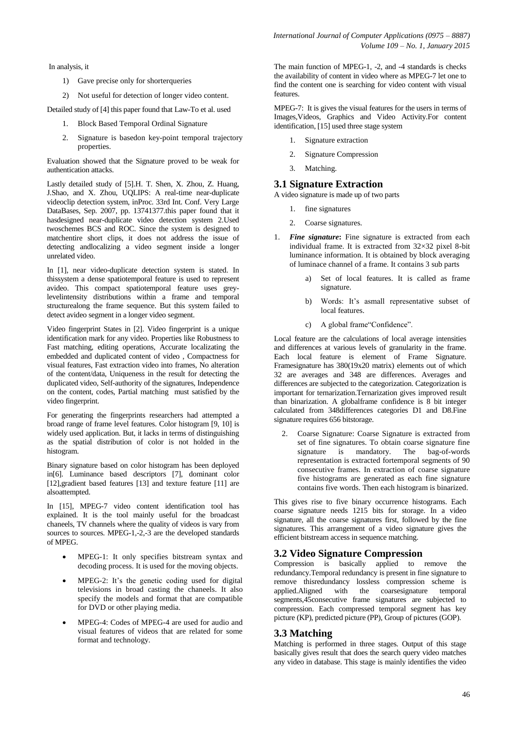In analysis, it

1) Gave precise only for shorterqueries
2) Not useful for detection of longer video content.

Detailed study of [4] this paper found that Law-To et al. used

1. Block Based Temporal Ordinal Signature
2. Signature is basedon key-point temporal trajectory properties.

Evaluation showed that the Signature proved to be weak for authentication attacks.

Lastly detailed study of [5].H. T. Shen, X. Zhou, Z. Huang, J.Shao, and X. Zhou, UQLIPS: A real-time near-duplicate videoclip detection system, inProc. 33rd Int. Conf. Very Large DataBases, Sep. 2007, pp. 13741377.this paper found that it hasdesigned near-duplicate video detection system 2.Used twoschemes BCS and ROC. Since the system is designed to matchentire short clips, it does not address the issue of detecting andlocalizing a video segment inside a longer unrelated video.

In [1], near video-duplicate detection system is stated. In thissystem a dense spatiotemporal feature is used to represent avideo. This compact spatiotemporal feature uses grey-levelintensity distributions within a frame and temporal structurealong the frame sequence. But this system failed to detect avideo segment in a longer video segment.

Video fingerprint States in [2]. Video fingerprint is a unique identification mark for any video. Properties like Robustness to Fast matching, editing operations, Accurate localizating the embedded and duplicated content of video , Compactness for visual features, Fast extraction video into frames, No alteration of the content/data, Uniqueness in the result for detecting the duplicated video, Self-authority of the signatures, Independence on the content, codes, Partial matching must satisfied by the video fingerprint.

For generating the fingerprints researchers had attempted a broad range of frame level features. Color histogram [9, 10] is widely used application. But, it lacks in terms of distinguishing as the spatial distribution of color is not holded in the histogram.

Binary signature based on color histogram has been deployed in[6]. Luminance based descriptors [7], dominant color [12],gradient based features [13] and texture feature [11] are alsoattempted.

In [15], MPEG-7 video content identification tool has explained. It is the tool mainly useful for the broadcast chaneels, TV channels where the quality of videos is vary from sources to sources. MPEG-1,-2,-3 are the developed standards of MPEG.

- MPEG-1: It only specifies bitstream syntax and decoding process. It is used for the moving objects.
- MPEG-2: It's the genetic coding used for digital televisions in broad casting the chaneels. It also specify the models and format that are compatible for DVD or other playing media.
- MPEG-4: Codes of MPEG-4 are used for audio and visual features of videos that are related for some format and technology.

The main function of MPEG-1, -2, and -4 standards is checks the availability of content in video where as MPEG-7 let one to find the content one is searching for video content with visual features.

MPEG-7: It is gives the visual features for the users in terms of Images,Videos, Graphics and Video Activity.For content identification, [15] used three stage system

1. Signature extraction
2. Signature Compression
3. Matching.

## 3.1 Signature Extraction

A video signature is made up of two parts

1. fine signatures
2. Coarse signatures.

1. ***Fine signature*:** Fine signature is extracted from each individual frame. It is extracted from 32×32 pixel 8-bit luminance information. It is obtained by block averaging of luminace channel of a frame. It contains 3 sub parts

   a) Set of local features. It is called as frame signature.

   b) Words: It's asmall representative subset of local features.

   c) A global frame"Confidence".

Local feature are the calculations of local average intensities and differences at various levels of granularity in the frame. Each local feature is element of Frame Signature. Framesignature has 380(19x20 matrix) elements out of which 32 are averages and 348 are differences. Averages and differences are subjected to the categorization. Categorization is important for ternarization.Ternarization gives improved result than binarization. A globalframe confidence is 8 bit integer calculated from 348differences categories D1 and D8.Fine signature requires 656 bitstorage.

2. Coarse Signature: Coarse Signature is extracted from set of fine signatures. To obtain coarse signature fine signature is mandatory. The bag-of-words representation is extracted fortemporal segments of 90 consecutive frames. In extraction of coarse signature five histograms are generated as each fine signature contains five words. Then each histogram is binarized.

This gives rise to five binary occurrence histograms. Each coarse signature needs 1215 bits for storage. In a video signature, all the coarse signatures first, followed by the fine signatures. This arrangement of a video signature gives the efficient bitstream access in sequence matching.

## 3.2 Video Signature Compression

Compression is basically applied to remove the redundancy.Temporal redundancy is present in fine signature to remove thisredundancy lossless compression scheme is applied.Aligned with the coarsesignature temporal segments,45consecutive frame signatures are subjected to compression. Each compressed temporal segment has key picture (KP), predicted picture (PP), Group of pictures (GOP).

## 3.3 Matching

Matching is performed in three stages. Output of this stage basically gives result that does the search query video matches any video in database. This stage is mainly identifies the video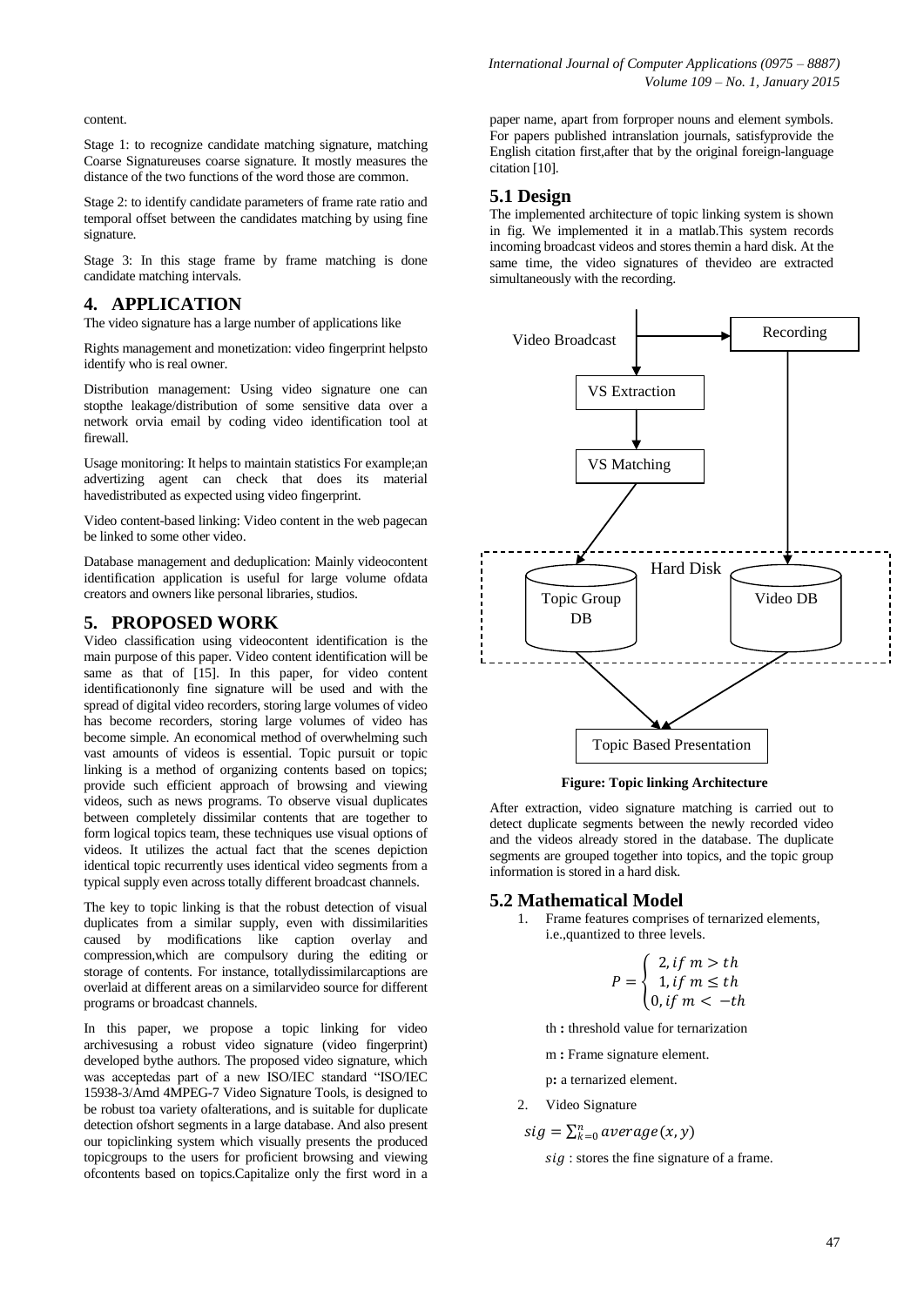content.

Stage 1: to recognize candidate matching signature, matching Coarse Signatureuses coarse signature. It mostly measures the distance of the two functions of the word those are common.

Stage 2: to identify candidate parameters of frame rate ratio and temporal offset between the candidates matching by using fine signature.

Stage 3: In this stage frame by frame matching is done candidate matching intervals.

## 4. APPLICATION

The video signature has a large number of applications like

Rights management and monetization: video fingerprint helpsto identify who is real owner.

Distribution management: Using video signature one can stopthe leakage/distribution of some sensitive data over a network orvia email by coding video identification tool at firewall.

Usage monitoring: It helps to maintain statistics For example;an advertizing agent can check that does its material havedistributed as expected using video fingerprint.

Video content-based linking: Video content in the web pagecan be linked to some other video.

Database management and deduplication: Mainly videocontent identification application is useful for large volume ofdata creators and owners like personal libraries, studios.

## 5. PROPOSED WORK

Video classification using videocontent identification is the main purpose of this paper. Video content identification will be same as that of [15]. In this paper, for video content identificationonly fine signature will be used and with the spread of digital video recorders, storing large volumes of video has become recorders, storing large volumes of video has become simple. An economical method of overwhelming such vast amounts of videos is essential. Topic pursuit or topic linking is a method of organizing contents based on topics; provide such efficient approach of browsing and viewing videos, such as news programs. To observe visual duplicates between completely dissimilar contents that are together to form logical topics team, these techniques use visual options of videos. It utilizes the actual fact that the scenes depiction identical topic recurrently uses identical video segments from a typical supply even across totally different broadcast channels.

The key to topic linking is that the robust detection of visual duplicates from a similar supply, even with dissimilarities caused by modifications like caption overlay and compression,which are compulsory during the editing or storage of contents. For instance, totallydissimilarcaptions are overlaid at different areas on a similarvideo source for different programs or broadcast channels.

In this paper, we propose a topic linking for video archivesusing a robust video signature (video fingerprint) developed bythe authors. The proposed video signature, which was acceptedas part of a new ISO/IEC standard "ISO/IEC 15938-3/Amd 4MPEG-7 Video Signature Tools, is designed to be robust toa variety ofalterations, and is suitable for duplicate detection ofshort segments in a large database. And also present our topiclinking system which visually presents the produced topicgroups to the users for proficient browsing and viewing ofcontents based on topics.Capitalize only the first word in a paper name, apart from forproper nouns and element symbols. For papers published intranslation journals, satisfyprovide the English citation first,after that by the original foreign-language citation [10].

### 5.1 Design

The implemented architecture of topic linking system is shown in fig. We implemented it in a matlab.This system records incoming broadcast videos and stores themin a hard disk. At the same time, the video signatures of thevideo are extracted simultaneously with the recording.

**Figure: Topic linking Architecture**

After extraction, video signature matching is carried out to detect duplicate segments between the newly recorded video and the videos already stored in the database. The duplicate segments are grouped together into topics, and the topic group information is stored in a hard disk.

### 5.2 Mathematical Model

1. Frame features comprises of ternarized elements, i.e.,quantized to three levels.

$$P = \begin{cases} 2, if\ m > th \\ 1, if\ m \leq th \\ 0, if\ m < -th \end{cases}$$

th **:** threshold value for ternarization

m **:** Frame signature element.

p**:** a ternarized element.

2. Video Signature

$$sig = \sum_{k=0}^{n} average(x, y)$$

$sig$ : stores the fine signature of a frame.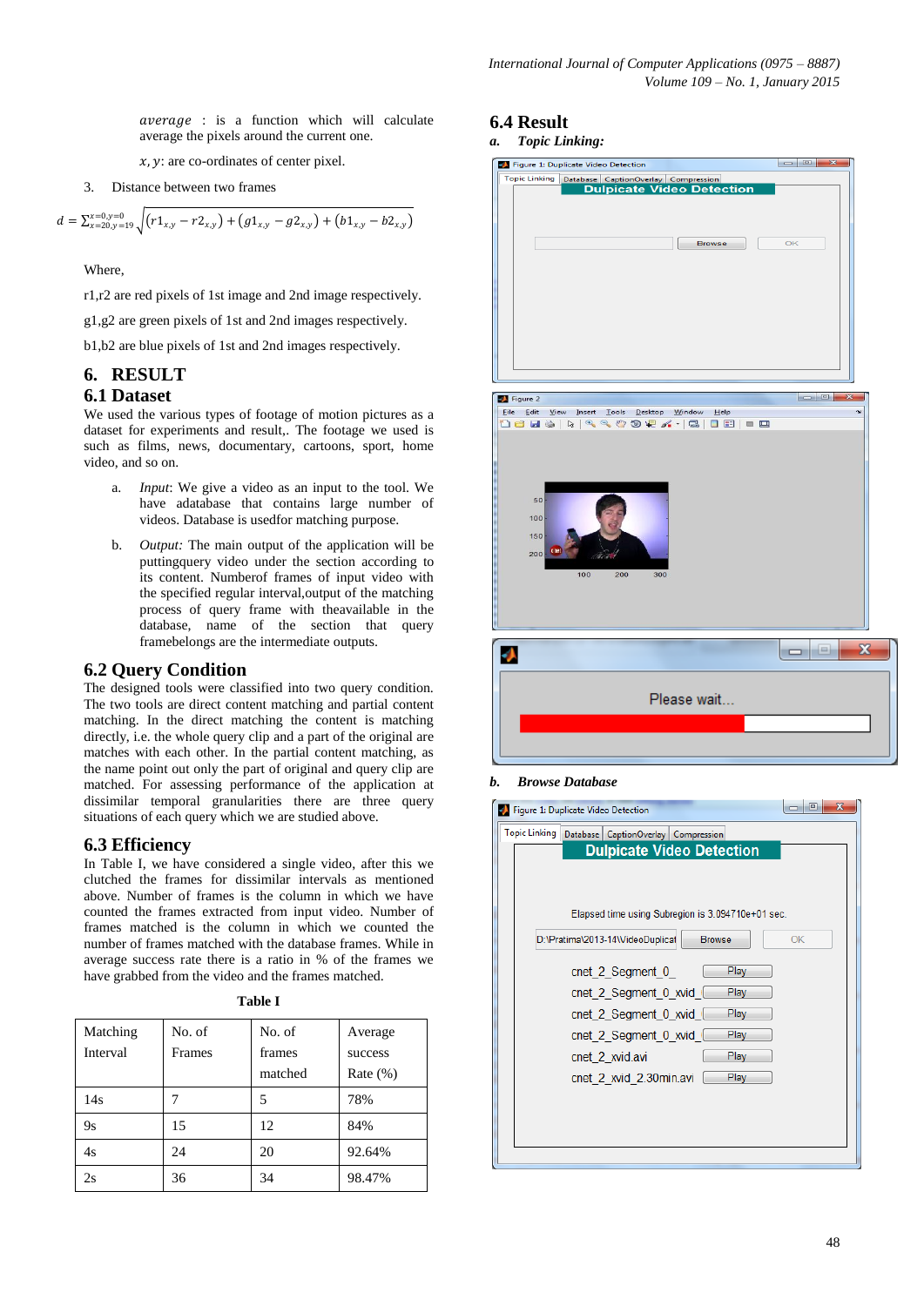average : is a function which will calculate average the pixels around the current one.

$x, y$: are co-ordinates of center pixel.

3. Distance between two frames

$$d = \sum_{x=20,y=19}^{x=0,y=0} \sqrt{(r1_{x,y} - r2_{x,y}) + (g1_{x,y} - g2_{x,y}) + (b1_{x,y} - b2_{x,y})}$$

Where,

r1,r2 are red pixels of 1st image and 2nd image respectively.

g1,g2 are green pixels of 1st and 2nd images respectively.

b1,b2 are blue pixels of 1st and 2nd images respectively.

# 6. RESULT

## 6.1 Dataset

We used the various types of footage of motion pictures as a dataset for experiments and result,. The footage we used is such as films, news, documentary, cartoons, sport, home video, and so on.

a. *Input*: We give a video as an input to the tool. We have adatabase that contains large number of videos. Database is usedfor matching purpose.

b. *Output:* The main output of the application will be puttingquery video under the section according to its content. Numberof frames of input video with the specified regular interval,output of the matching process of query frame with theavailable in the database, name of the section that query framebelongs are the intermediate outputs.

## 6.2 Query Condition

The designed tools were classified into two query condition. The two tools are direct content matching and partial content matching. In the direct matching the content is matching directly, i.e. the whole query clip and a part of the original are matches with each other. In the partial content matching, as the name point out only the part of original and query clip are matched. For assessing performance of the application at dissimilar temporal granularities there are three query situations of each query which we are studied above.

## 6.3 Efficiency

In Table I, we have considered a single video, after this we clutched the frames for dissimilar intervals as mentioned above. Number of frames is the column in which we have counted the frames extracted from input video. Number of frames matched is the column in which we counted the number of frames matched with the database frames. While in average success rate there is a ratio in % of the frames we have grabbed from the video and the frames matched.

**Table I**

| Matching Interval | No. of Frames | No. of frames matched | Average success Rate (%) |
|---|---|---|---|
| 14s | 7 | 5 | 78% |
| 9s | 15 | 12 | 84% |
| 4s | 24 | 20 | 92.64% |
| 2s | 36 | 34 | 98.47% |

## 6.4 Result

***a. Topic Linking:***

***b. Browse Database***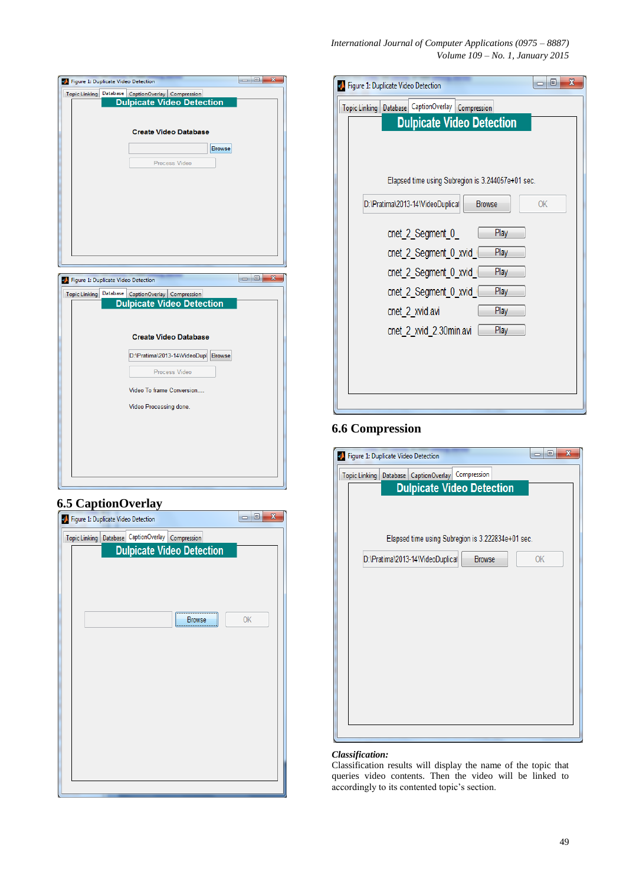## 6.5 CaptionOverlay

## 6.6 Compression

***Classification:***
Classification results will display the name of the topic that queries video contents. Then the video will be linked to accordingly to its contented topic's section.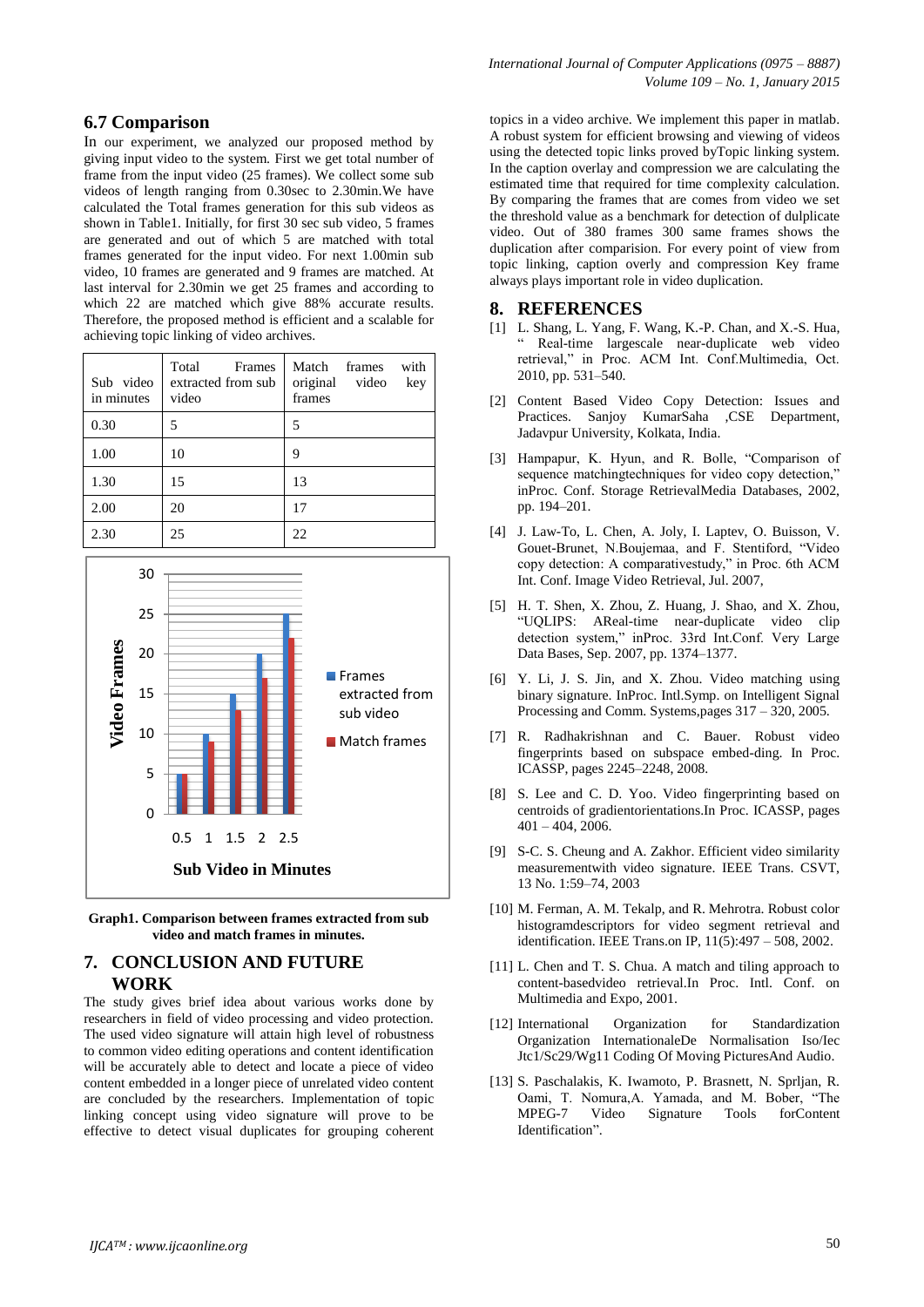### 6.7 Comparison

In our experiment, we analyzed our proposed method by giving input video to the system. First we get total number of frame from the input video (25 frames). We collect some sub videos of length ranging from 0.30sec to 2.30min.We have calculated the Total frames generation for this sub videos as shown in Table1. Initially, for first 30 sec sub video, 5 frames are generated and out of which 5 are matched with total frames generated for the input video. For next 1.00min sub video, 10 frames are generated and 9 frames are matched. At last interval for 2.30min we get 25 frames and according to which 22 are matched which give 88% accurate results. Therefore, the proposed method is efficient and a scalable for achieving topic linking of video archives.

| Sub video in minutes | Total Frames extracted from sub video | Match frames with original video key frames |
|---|---|---|
| 0.30 | 5 | 5 |
| 1.00 | 10 | 9 |
| 1.30 | 15 | 13 |
| 2.00 | 20 | 17 |
| 2.30 | 25 | 22 |

Video Frames
30
25
20
15
10
5
0
0.5 1 1.5 2 2.5
Sub Video in Minutes
Frames extracted from sub video
Match frames

**Graph1. Comparison between frames extracted from sub video and match frames in minutes.**

## 7. CONCLUSION AND FUTURE WORK

The study gives brief idea about various works done by researchers in field of video processing and video protection. The used video signature will attain high level of robustness to common video editing operations and content identification will be accurately able to detect and locate a piece of video content embedded in a longer piece of unrelated video content are concluded by the researchers. Implementation of topic linking concept using video signature will prove to be effective to detect visual duplicates for grouping coherent topics in a video archive. We implement this paper in matlab. A robust system for efficient browsing and viewing of videos using the detected topic links proved byTopic linking system. In the caption overlay and compression we are calculating the estimated time that required for time complexity calculation. By comparing the frames that are comes from video we set the threshold value as a benchmark for detection of dulplicate video. Out of 380 frames 300 same frames shows the duplication after comparision. For every point of view from topic linking, caption overly and compression Key frame always plays important role in video duplication.

## 8. REFERENCES

[1] L. Shang, L. Yang, F. Wang, K.-P. Chan, and X.-S. Hua, " Real-time largescale near-duplicate web video retrieval," in Proc. ACM Int. Conf.Multimedia, Oct. 2010, pp. 531–540.

[2] Content Based Video Copy Detection: Issues and Practices. Sanjoy KumarSaha ,CSE Department, Jadavpur University, Kolkata, India.

[3] Hampapur, K. Hyun, and R. Bolle, "Comparison of sequence matchingtechniques for video copy detection," inProc. Conf. Storage RetrievalMedia Databases, 2002, pp. 194–201.

[4] J. Law-To, L. Chen, A. Joly, I. Laptev, O. Buisson, V. Gouet-Brunet, N.Boujemaa, and F. Stentiford, "Video copy detection: A comparativestudy," in Proc. 6th ACM Int. Conf. Image Video Retrieval, Jul. 2007,

[5] H. T. Shen, X. Zhou, Z. Huang, J. Shao, and X. Zhou, "UQLIPS: AReal-time near-duplicate video clip detection system," inProc. 33rd Int.Conf. Very Large Data Bases, Sep. 2007, pp. 1374–1377.

[6] Y. Li, J. S. Jin, and X. Zhou. Video matching using binary signature. InProc. Intl.Symp. on Intelligent Signal Processing and Comm. Systems,pages 317 – 320, 2005.

[7] R. Radhakrishnan and C. Bauer. Robust video fingerprints based on subspace embed-ding. In Proc. ICASSP, pages 2245–2248, 2008.

[8] S. Lee and C. D. Yoo. Video fingerprinting based on centroids of gradientorientations.In Proc. ICASSP, pages 401 – 404, 2006.

[9] S-C. S. Cheung and A. Zakhor. Efficient video similarity measurementwith video signature. IEEE Trans. CSVT, 13 No. 1:59–74, 2003

[10] M. Ferman, A. M. Tekalp, and R. Mehrotra. Robust color histogramdescriptors for video segment retrieval and identification. IEEE Trans.on IP, 11(5):497 – 508, 2002.

[11] L. Chen and T. S. Chua. A match and tiling approach to content-basedvideo retrieval.In Proc. Intl. Conf. on Multimedia and Expo, 2001.

[12] International Organization for Standardization Organization InternationaleDe Normalisation Iso/Iec Jtc1/Sc29/Wg11 Coding Of Moving PicturesAnd Audio.

[13] S. Paschalakis, K. Iwamoto, P. Brasnett, N. Sprljan, R. Oami, T. Nomura,A. Yamada, and M. Bober, "The MPEG-7 Video Signature Tools forContent Identification".